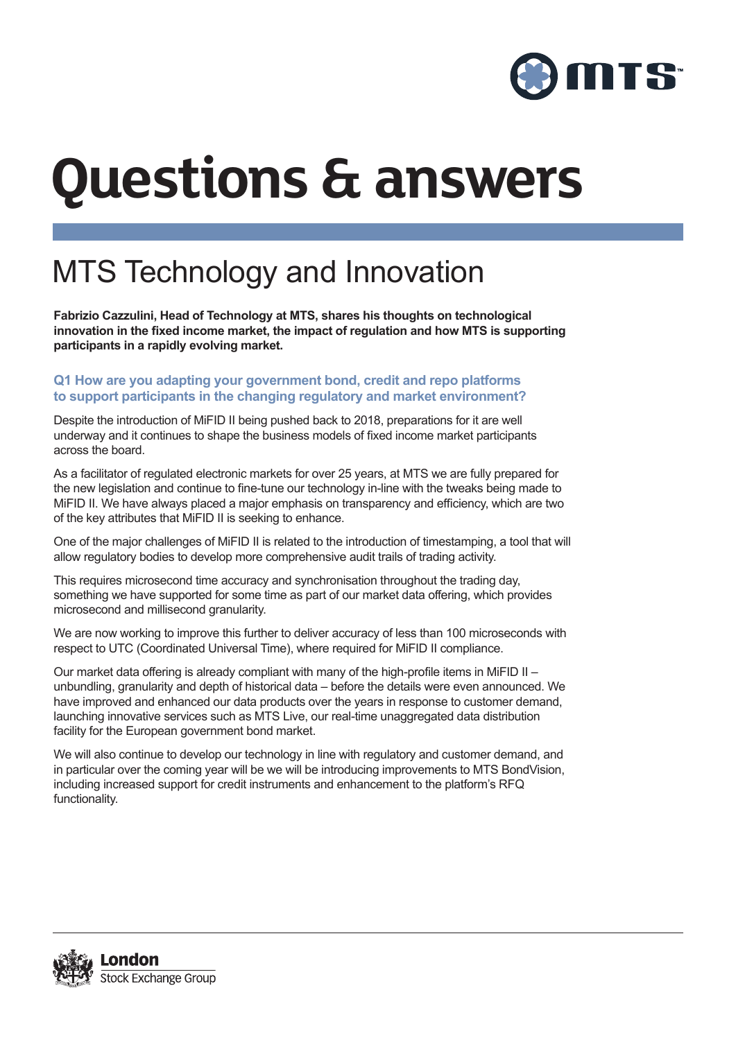# Questions & answers

## MTS Technology and Innovation

**Fabrizio Cazzulini, Head of Technology at MTS, shares his thoughts on technological innovation in the fixed income market, the impact of regulation and how MTS is supporting participants in a rapidly evolving market.**

### Q1 How are you adapting your government bond, credit and repo platforms to support participants in the changing regulatory and market environment?

Despite the introduction of MiFID II being pushed back to 2018, preparations for it are well underway and it continues to shape the business models of fixed income market participants across the board.

As a facilitator of regulated electronic markets for over 25 years, at MTS we are fully prepared for the new legislation and continue to fine-tune our technology in-line with the tweaks being made to MiFID II. We have always placed a major emphasis on transparency and efficiency, which are two of the key attributes that MiFID II is seeking to enhance.

One of the major challenges of MiFID II is related to the introduction of timestamping, a tool that will allow regulatory bodies to develop more comprehensive audit trails of trading activity.

This requires microsecond time accuracy and synchronisation throughout the trading day, something we have supported for some time as part of our market data offering, which provides microsecond and millisecond granularity.

We are now working to improve this further to deliver accuracy of less than 100 microseconds with respect to UTC (Coordinated Universal Time), where required for MiFID II compliance.

Our market data offering is already compliant with many of the high-profile items in MiFID II – unbundling, granularity and depth of historical data – before the details were even announced. We have improved and enhanced our data products over the years in response to customer demand, launching innovative services such as MTS Live, our real-time unaggregated data distribution facility for the European government bond market.

We will also continue to develop our technology in line with regulatory and customer demand, and in particular over the coming year will be we will be introducing improvements to MTS BondVision, including increased support for credit instruments and enhancement to the platform's RFQ functionality.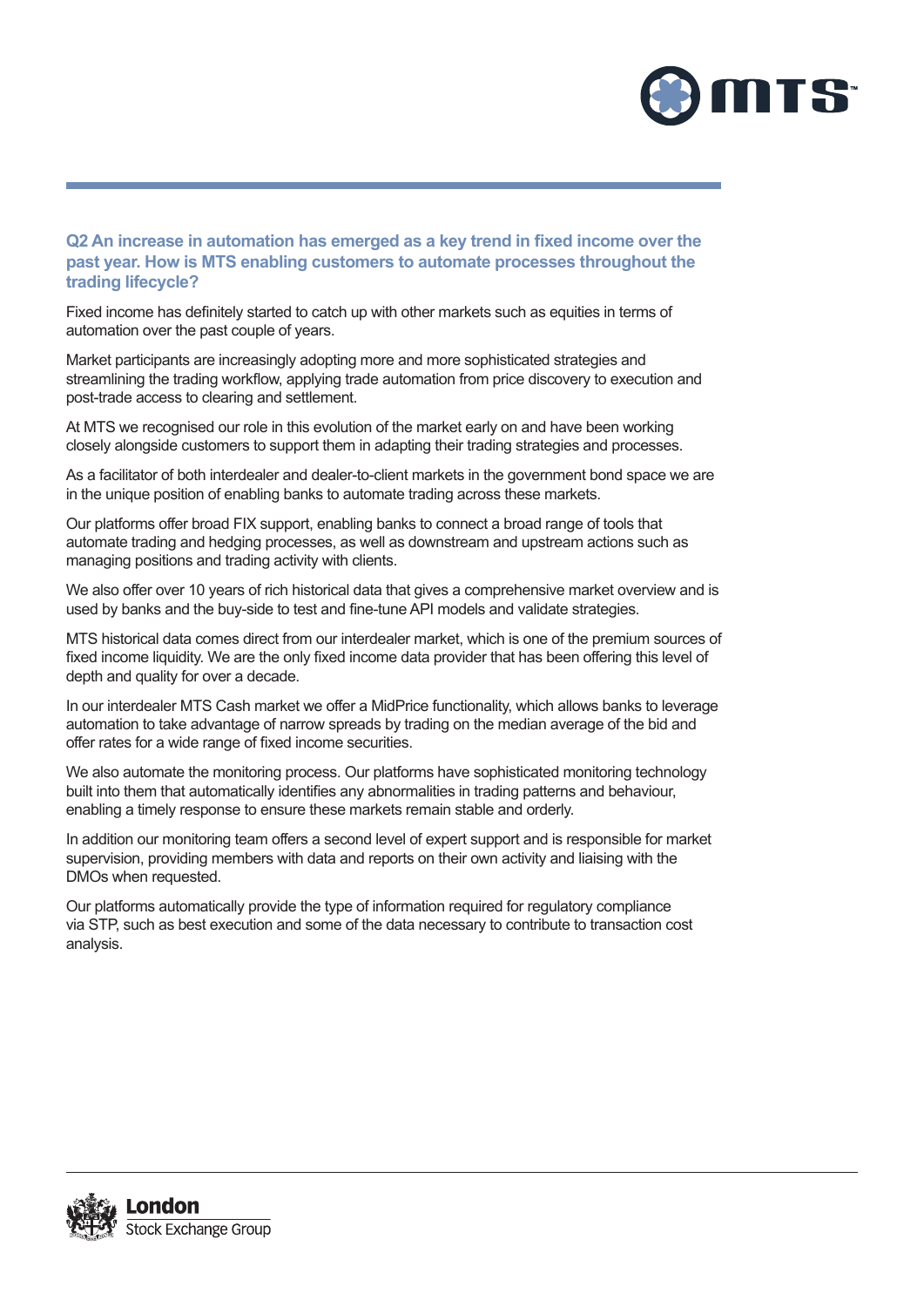### Q2 An increase in automation has emerged as a key trend in fixed income over the past year. How is MTS enabling customers to automate processes throughout the trading lifecycle?

Fixed income has definitely started to catch up with other markets such as equities in terms of automation over the past couple of years.

Market participants are increasingly adopting more and more sophisticated strategies and streamlining the trading workflow, applying trade automation from price discovery to execution and post-trade access to clearing and settlement.

At MTS we recognised our role in this evolution of the market early on and have been working closely alongside customers to support them in adapting their trading strategies and processes.

As a facilitator of both interdealer and dealer-to-client markets in the government bond space we are in the unique position of enabling banks to automate trading across these markets.

Our platforms offer broad FIX support, enabling banks to connect a broad range of tools that automate trading and hedging processes, as well as downstream and upstream actions such as managing positions and trading activity with clients.

We also offer over 10 years of rich historical data that gives a comprehensive market overview and is used by banks and the buy-side to test and fine-tune API models and validate strategies.

MTS historical data comes direct from our interdealer market, which is one of the premium sources of fixed income liquidity. We are the only fixed income data provider that has been offering this level of depth and quality for over a decade.

In our interdealer MTS Cash market we offer a MidPrice functionality, which allows banks to leverage automation to take advantage of narrow spreads by trading on the median average of the bid and offer rates for a wide range of fixed income securities.

We also automate the monitoring process. Our platforms have sophisticated monitoring technology built into them that automatically identifies any abnormalities in trading patterns and behaviour, enabling a timely response to ensure these markets remain stable and orderly.

In addition our monitoring team offers a second level of expert support and is responsible for market supervision, providing members with data and reports on their own activity and liaising with the DMOs when requested.

Our platforms automatically provide the type of information required for regulatory compliance via STP, such as best execution and some of the data necessary to contribute to transaction cost analysis.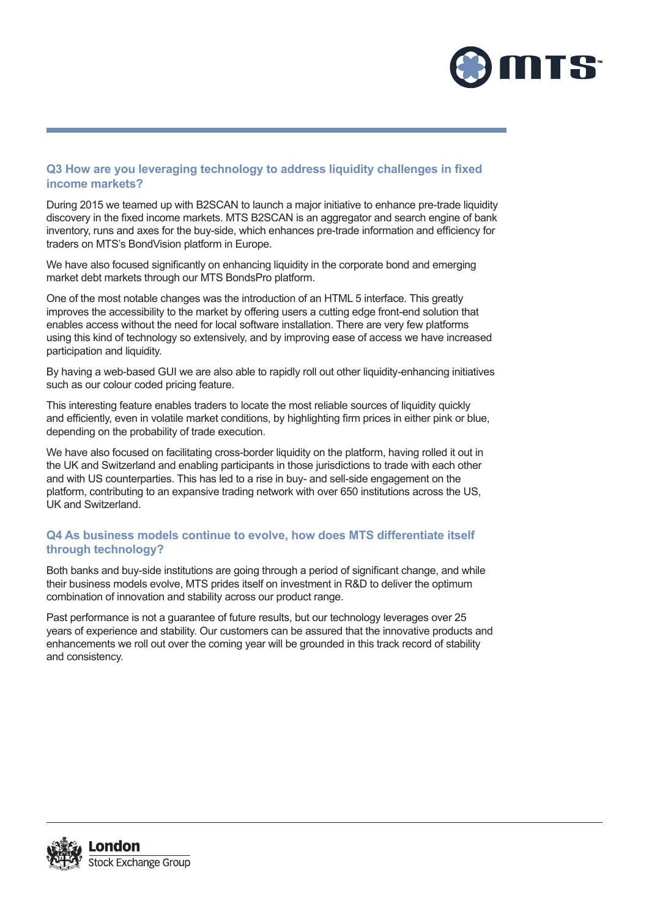### Q3 How are you leveraging technology to address liquidity challenges in fixed income markets?

During 2015 we teamed up with B2SCAN to launch a major initiative to enhance pre-trade liquidity discovery in the fixed income markets. MTS B2SCAN is an aggregator and search engine of bank inventory, runs and axes for the buy-side, which enhances pre-trade information and efficiency for traders on MTS's BondVision platform in Europe.

We have also focused significantly on enhancing liquidity in the corporate bond and emerging market debt markets through our MTS BondsPro platform.

One of the most notable changes was the introduction of an HTML 5 interface. This greatly improves the accessibility to the market by offering users a cutting edge front-end solution that enables access without the need for local software installation. There are very few platforms using this kind of technology so extensively, and by improving ease of access we have increased participation and liquidity.

By having a web-based GUI we are also able to rapidly roll out other liquidity-enhancing initiatives such as our colour coded pricing feature.

This interesting feature enables traders to locate the most reliable sources of liquidity quickly and efficiently, even in volatile market conditions, by highlighting firm prices in either pink or blue, depending on the probability of trade execution.

We have also focused on facilitating cross-border liquidity on the platform, having rolled it out in the UK and Switzerland and enabling participants in those jurisdictions to trade with each other and with US counterparties. This has led to a rise in buy- and sell-side engagement on the platform, contributing to an expansive trading network with over 650 institutions across the US, UK and Switzerland.

### Q4 As business models continue to evolve, how does MTS differentiate itself through technology?

Both banks and buy-side institutions are going through a period of significant change, and while their business models evolve, MTS prides itself on investment in R&D to deliver the optimum combination of innovation and stability across our product range.

Past performance is not a guarantee of future results, but our technology leverages over 25 years of experience and stability. Our customers can be assured that the innovative products and enhancements we roll out over the coming year will be grounded in this track record of stability and consistency.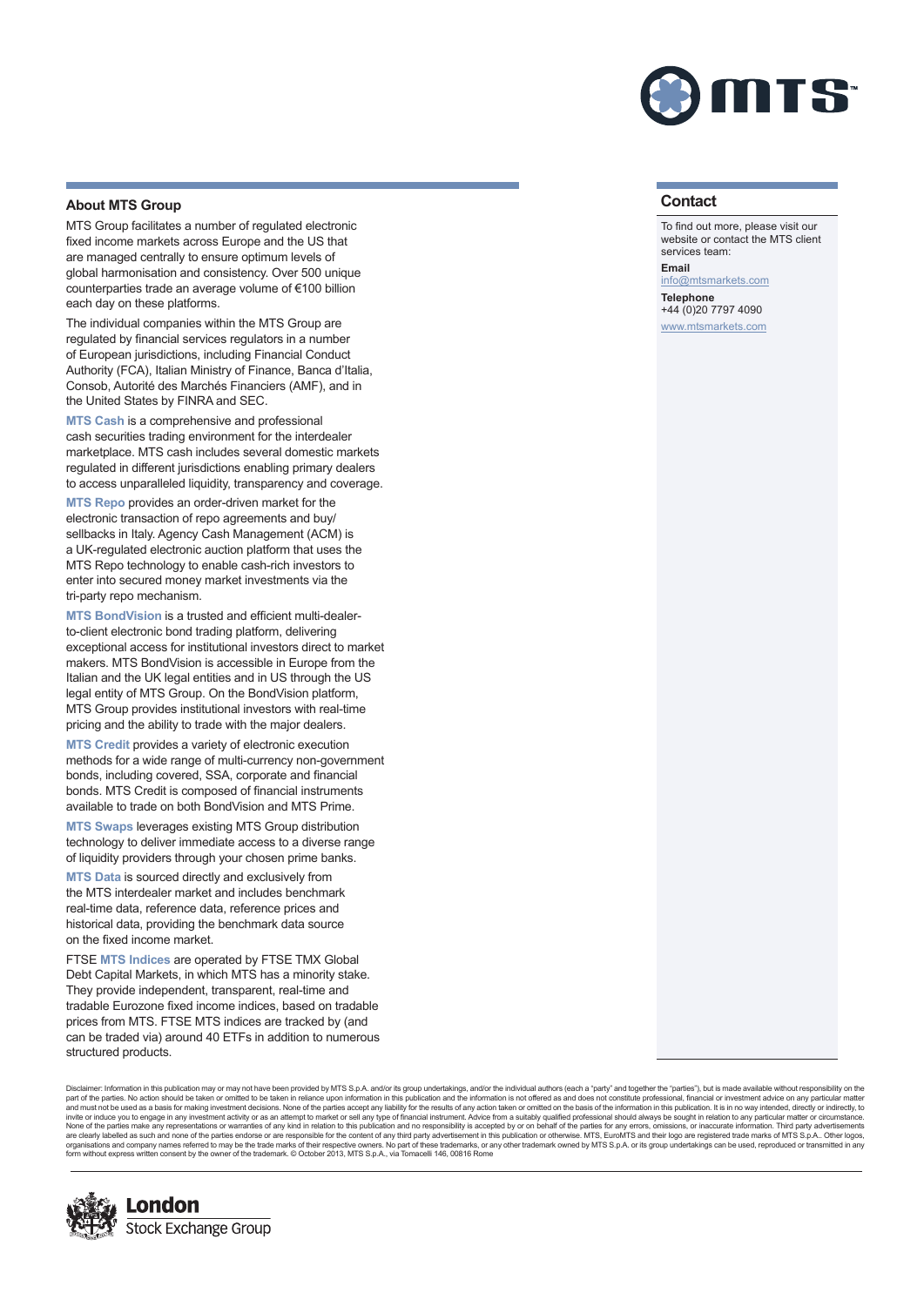## About MTS Group

MTS Group facilitates a number of regulated electronic fixed income markets across Europe and the US that are managed centrally to ensure optimum levels of global harmonisation and consistency. Over 500 unique counterparties trade an average volume of €100 billion each day on these platforms.

The individual companies within the MTS Group are regulated by financial services regulators in a number of European jurisdictions, including Financial Conduct Authority (FCA), Italian Ministry of Finance, Banca d'Italia, Consob, Autorité des Marchés Financiers (AMF), and in the United States by FINRA and SEC.

**MTS Cash** is a comprehensive and professional cash securities trading environment for the interdealer marketplace. MTS cash includes several domestic markets regulated in different jurisdictions enabling primary dealers to access unparalleled liquidity, transparency and coverage.

**MTS Repo** provides an order-driven market for the electronic transaction of repo agreements and buy/sellbacks in Italy. Agency Cash Management (ACM) is a UK-regulated electronic auction platform that uses the MTS Repo technology to enable cash-rich investors to enter into secured money market investments via the tri-party repo mechanism.

**MTS BondVision** is a trusted and efficient multi-dealer-to-client electronic bond trading platform, delivering exceptional access for institutional investors direct to market makers. MTS BondVision is accessible in Europe from the Italian and the UK legal entities and in US through the US legal entity of MTS Group. On the BondVision platform, MTS Group provides institutional investors with real-time pricing and the ability to trade with the major dealers.

**MTS Credit** provides a variety of electronic execution methods for a wide range of multi-currency non-government bonds, including covered, SSA, corporate and financial bonds. MTS Credit is composed of financial instruments available to trade on both BondVision and MTS Prime.

**MTS Swaps** leverages existing MTS Group distribution technology to deliver immediate access to a diverse range of liquidity providers through your chosen prime banks.

**MTS Data** is sourced directly and exclusively from the MTS interdealer market and includes benchmark real-time data, reference data, reference prices and historical data, providing the benchmark data source on the fixed income market.

FTSE **MTS Indices** are operated by FTSE TMX Global Debt Capital Markets, in which MTS has a minority stake. They provide independent, transparent, real-time and tradable Eurozone fixed income indices, based on tradable prices from MTS. FTSE MTS indices are tracked by (and can be traded via) around 40 ETFs in addition to numerous structured products.

## Contact

To find out more, please visit our website or contact the MTS client services team:

**Email**
info@mtsmarkets.com

**Telephone**
+44 (0)20 7797 4090

www.mtsmarkets.com

Disclaimer: Information in this publication may or may not have been provided by MTS S.p.A. and/or its group undertakings, and/or the individual authors (each a "party" and together the "parties"), but is made available without responsibility on the part of the parties. No action should be taken or omitted to be taken in reliance upon information in this publication and the information is not offered as and does not constitute professional, financial or investment advice on any particular matter and must not be used as a basis for making investment decisions. None of the parties accept any liability for the results of any action taken or omitted on the basis of the information in this publication. It is in no way intended, directly or indirectly, to invite or induce you to engage in any investment activity or as an attempt to market or sell any type of financial instrument. Advice from a suitably qualified professional should always be sought in relation to any particular matter or circumstance. None of the parties make any representations or warranties of any kind in relation to this publication and no responsibility is accepted by or on behalf of the parties for any errors, omissions, or inaccurate information. Third party advertisements are clearly labelled as such and none of the parties endorse or are responsible for the content of any third party advertisement in this publication or otherwise. MTS, EuroMTS and their logo are registered trade marks of MTS S.p.A.. Other logos, organisations and company names referred to may be the trade marks of their respective owners. No part of these trademarks, or any other trademark owned by MTS S.p.A. or its group undertakings can be used, reproduced or transmitted in any form without express written consent by the owner of the trademark. © October 2013, MTS S.p.A., via Tomacelli 146, 00816 Rome

London Stock Exchange Group